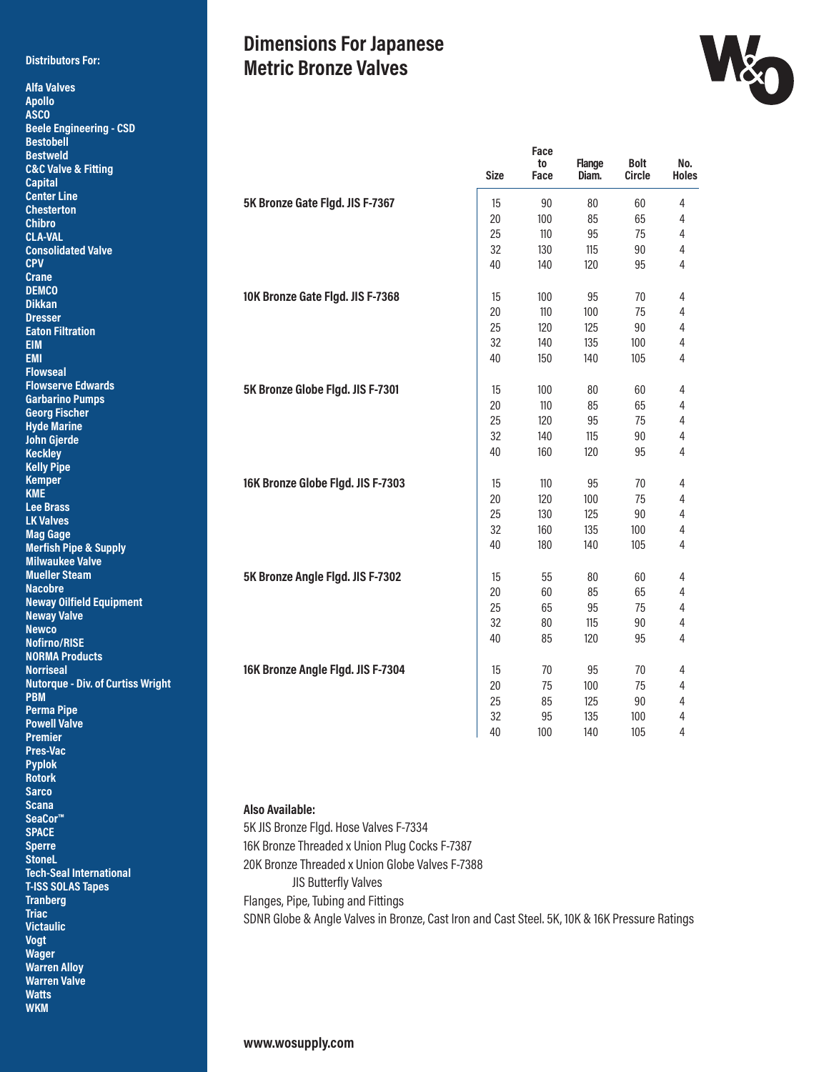# Dimensions For Japanese Metric Bronze Valves

**Distributors For:**

- Alfa Valves
- Apollo
- ASCO
- Beele Engineering - CSD
- Bestobell
- Bestweld
- C&C Valve & Fitting
- Capital
- Center Line
- Chesterton
- Chibro
- CLA-VAL
- Consolidated Valve
- CPV
- Crane
- DEMCO
- Dikkan
- Dresser
- Eaton Filtration
- EIM
- EMI
- Flowseal
- Flowserve Edwards
- Garbarino Pumps
- Georg Fischer
- Hyde Marine
- John Gjerde
- Keckley
- Kelly Pipe
- Kemper
- KME
- Lee Brass
- LK Valves
- Mag Gage
- Merfish Pipe & Supply
- Milwaukee Valve
- Mueller Steam
- Nacobre
- Neway Oilfield Equipment
- Neway Valve
- Newco
- Nofirno/RISE
- NORMA Products
- Norriseal
- Nutorque - Div. of Curtiss Wright
- PBM
- Perma Pipe
- Powell Valve
- Premier
- Pres-Vac
- Pyplok
- Rotork
- Sarco
- Scana
- SeaCor™
- SPACE
- Sperre
- StoneL
- Tech-Seal International
- T-ISS SOLAS Tapes
- Tranberg
- Triac
- Victaulic
- Vogt
- Wager
- Warren Alloy
- Warren Valve
- Watts
- WKM

| | Size | Face to Face | Flange Diam. | Bolt Circle | No. Holes |
|---|---|---|---|---|---|
| **5K Bronze Gate Flgd. JIS F-7367** | 15 | 90 | 80 | 60 | 4 |
| | 20 | 100 | 85 | 65 | 4 |
| | 25 | 110 | 95 | 75 | 4 |
| | 32 | 130 | 115 | 90 | 4 |
| | 40 | 140 | 120 | 95 | 4 |
| **10K Bronze Gate Flgd. JIS F-7368** | 15 | 100 | 95 | 70 | 4 |
| | 20 | 110 | 100 | 75 | 4 |
| | 25 | 120 | 125 | 90 | 4 |
| | 32 | 140 | 135 | 100 | 4 |
| | 40 | 150 | 140 | 105 | 4 |
| **5K Bronze Globe Flgd. JIS F-7301** | 15 | 100 | 80 | 60 | 4 |
| | 20 | 110 | 85 | 65 | 4 |
| | 25 | 120 | 95 | 75 | 4 |
| | 32 | 140 | 115 | 90 | 4 |
| | 40 | 160 | 120 | 95 | 4 |
| **16K Bronze Globe Flgd. JIS F-7303** | 15 | 110 | 95 | 70 | 4 |
| | 20 | 120 | 100 | 75 | 4 |
| | 25 | 130 | 125 | 90 | 4 |
| | 32 | 160 | 135 | 100 | 4 |
| | 40 | 180 | 140 | 105 | 4 |
| **5K Bronze Angle Flgd. JIS F-7302** | 15 | 55 | 80 | 60 | 4 |
| | 20 | 60 | 85 | 65 | 4 |
| | 25 | 65 | 95 | 75 | 4 |
| | 32 | 80 | 115 | 90 | 4 |
| | 40 | 85 | 120 | 95 | 4 |
| **16K Bronze Angle Flgd. JIS F-7304** | 15 | 70 | 95 | 70 | 4 |
| | 20 | 75 | 100 | 75 | 4 |
| | 25 | 85 | 125 | 90 | 4 |
| | 32 | 95 | 135 | 100 | 4 |
| | 40 | 100 | 140 | 105 | 4 |

**Also Available:**

5K JIS Bronze Flgd. Hose Valves F-7334
16K Bronze Threaded x Union Plug Cocks F-7387
20K Bronze Threaded x Union Globe Valves F-7388
JIS Butterfly Valves
Flanges, Pipe, Tubing and Fittings
SDNR Globe & Angle Valves in Bronze, Cast Iron and Cast Steel. 5K, 10K & 16K Pressure Ratings

**www.wosupply.com**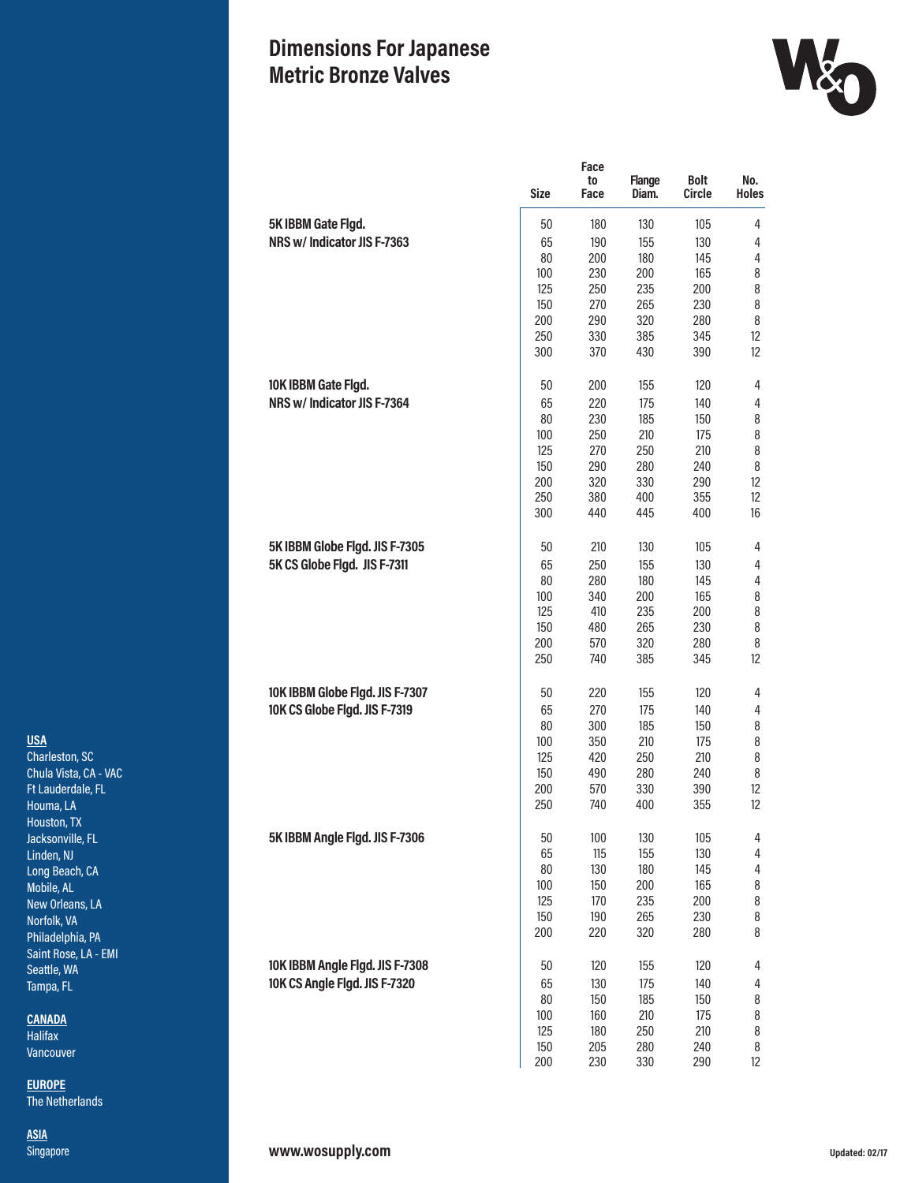# Dimensions For Japanese Metric Bronze Valves

| | Size | Face to Face | Flange Diam. | Bolt Circle | No. Holes |
|---|---|---|---|---|---|
| **5K IBBM Gate Flgd. NRS w/ Indicator JIS F-7363** | 50 | 180 | 130 | 105 | 4 |
| | 65 | 190 | 155 | 130 | 4 |
| | 80 | 200 | 180 | 145 | 4 |
| | 100 | 230 | 200 | 165 | 8 |
| | 125 | 250 | 235 | 200 | 8 |
| | 150 | 270 | 265 | 230 | 8 |
| | 200 | 290 | 320 | 280 | 8 |
| | 250 | 330 | 385 | 345 | 12 |
| | 300 | 370 | 430 | 390 | 12 |
| **10K IBBM Gate Flgd. NRS w/ Indicator JIS F-7364** | 50 | 200 | 155 | 120 | 4 |
| | 65 | 220 | 175 | 140 | 4 |
| | 80 | 230 | 185 | 150 | 8 |
| | 100 | 250 | 210 | 175 | 8 |
| | 125 | 270 | 250 | 210 | 8 |
| | 150 | 290 | 280 | 240 | 8 |
| | 200 | 320 | 330 | 290 | 12 |
| | 250 | 380 | 400 | 355 | 12 |
| | 300 | 440 | 445 | 400 | 16 |
| **5K IBBM Globe Flgd. JIS F-7305 5K CS Globe Flgd. JIS F-7311** | 50 | 210 | 130 | 105 | 4 |
| | 65 | 250 | 155 | 130 | 4 |
| | 80 | 280 | 180 | 145 | 4 |
| | 100 | 340 | 200 | 165 | 8 |
| | 125 | 410 | 235 | 200 | 8 |
| | 150 | 480 | 265 | 230 | 8 |
| | 200 | 570 | 320 | 280 | 8 |
| | 250 | 740 | 385 | 345 | 12 |
| **10K IBBM Globe Flgd. JIS F-7307 10K CS Globe Flgd. JIS F-7319** | 50 | 220 | 155 | 120 | 4 |
| | 65 | 270 | 175 | 140 | 4 |
| | 80 | 300 | 185 | 150 | 8 |
| | 100 | 350 | 210 | 175 | 8 |
| | 125 | 420 | 250 | 210 | 8 |
| | 150 | 490 | 280 | 240 | 8 |
| | 200 | 570 | 330 | 390 | 12 |
| | 250 | 740 | 400 | 355 | 12 |
| **5K IBBM Angle Flgd. JIS F-7306** | 50 | 100 | 130 | 105 | 4 |
| | 65 | 115 | 155 | 130 | 4 |
| | 80 | 130 | 180 | 145 | 4 |
| | 100 | 150 | 200 | 165 | 8 |
| | 125 | 170 | 235 | 200 | 8 |
| | 150 | 190 | 265 | 230 | 8 |
| | 200 | 220 | 320 | 280 | 8 |
| **10K IBBM Angle Flgd. JIS F-7308 10K CS Angle Flgd. JIS F-7320** | 50 | 120 | 155 | 120 | 4 |
| | 65 | 130 | 175 | 140 | 4 |
| | 80 | 150 | 185 | 150 | 8 |
| | 100 | 160 | 210 | 175 | 8 |
| | 125 | 180 | 250 | 210 | 8 |
| | 150 | 205 | 280 | 240 | 8 |
| | 200 | 230 | 330 | 290 | 12 |

**USA**
Charleston, SC
Chula Vista, CA - VAC
Ft Lauderdale, FL
Houma, LA
Houston, TX
Jacksonville, FL
Linden, NJ
Long Beach, CA
Mobile, AL
New Orleans, LA
Norfolk, VA
Philadelphia, PA
Saint Rose, LA - EMI
Seattle, WA
Tampa, FL

**CANADA**
Halifax
Vancouver

**EUROPE**
The Netherlands

**ASIA**
Singapore

www.wosupply.com

Updated: 02/17